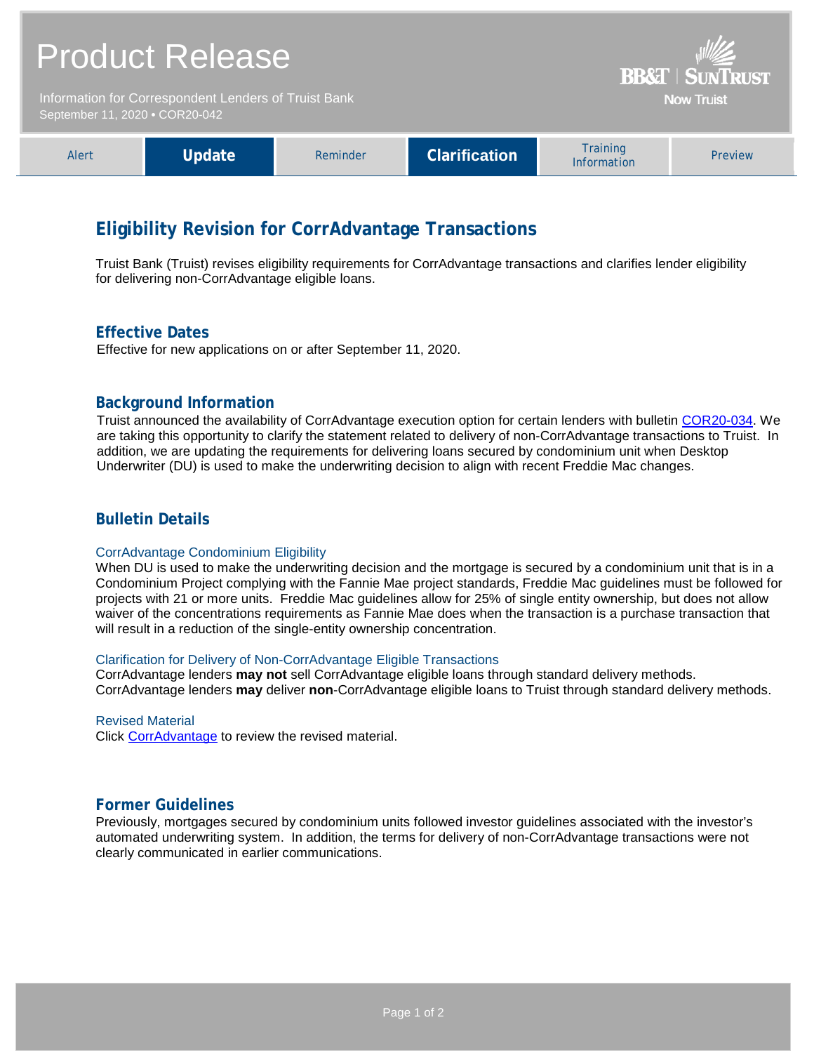# Product Release

Information for Correspondent Lenders of Truist Bank
September 11, 2020 • COR20-042

BB&T | SunTrust
Now Truist

| Alert | **Update** | Reminder | **Clarification** | Training Information | Preview |
|---|---|---|---|---|---|

## Eligibility Revision for CorrAdvantage Transactions

Truist Bank (Truist) revises eligibility requirements for CorrAdvantage transactions and clarifies lender eligibility for delivering non-CorrAdvantage eligible loans.

### Effective Dates

Effective for new applications on or after September 11, 2020.

### Background Information

Truist announced the availability of CorrAdvantage execution option for certain lenders with bulletin COR20-034. We are taking this opportunity to clarify the statement related to delivery of non-CorrAdvantage transactions to Truist. In addition, we are updating the requirements for delivering loans secured by condominium unit when Desktop Underwriter (DU) is used to make the underwriting decision to align with recent Freddie Mac changes.

### Bulletin Details

#### CorrAdvantage Condominium Eligibility

When DU is used to make the underwriting decision and the mortgage is secured by a condominium unit that is in a Condominium Project complying with the Fannie Mae project standards, Freddie Mac guidelines must be followed for projects with 21 or more units. Freddie Mac guidelines allow for 25% of single entity ownership, but does not allow waiver of the concentrations requirements as Fannie Mae does when the transaction is a purchase transaction that will result in a reduction of the single-entity ownership concentration.

#### Clarification for Delivery of Non-CorrAdvantage Eligible Transactions

CorrAdvantage lenders **may not** sell CorrAdvantage eligible loans through standard delivery methods.
CorrAdvantage lenders **may** deliver **non**-CorrAdvantage eligible loans to Truist through standard delivery methods.

#### Revised Material

Click CorrAdvantage to review the revised material.

### Former Guidelines

Previously, mortgages secured by condominium units followed investor guidelines associated with the investor's automated underwriting system. In addition, the terms for delivery of non-CorrAdvantage transactions were not clearly communicated in earlier communications.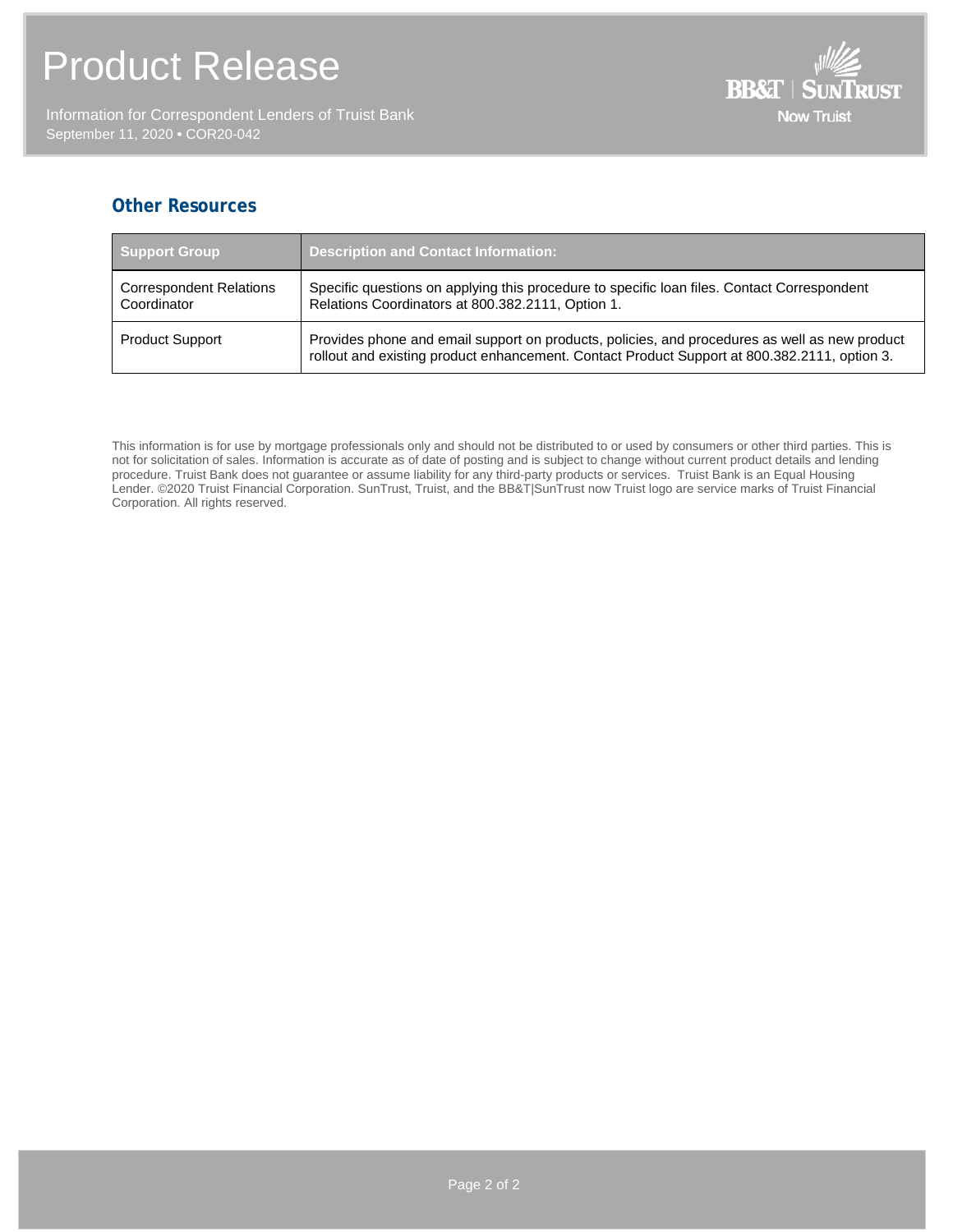## Other Resources

| Support Group | Description and Contact Information: |
|---|---|
| Correspondent Relations Coordinator | Specific questions on applying this procedure to specific loan files. Contact Correspondent Relations Coordinators at 800.382.2111, Option 1. |
| Product Support | Provides phone and email support on products, policies, and procedures as well as new product rollout and existing product enhancement. Contact Product Support at 800.382.2111, option 3. |

This information is for use by mortgage professionals only and should not be distributed to or used by consumers or other third parties. This is not for solicitation of sales. Information is accurate as of date of posting and is subject to change without current product details and lending procedure. Truist Bank does not guarantee or assume liability for any third-party products or services. Truist Bank is an Equal Housing Lender. ©2020 Truist Financial Corporation. SunTrust, Truist, and the BB&T|SunTrust now Truist logo are service marks of Truist Financial Corporation. All rights reserved.